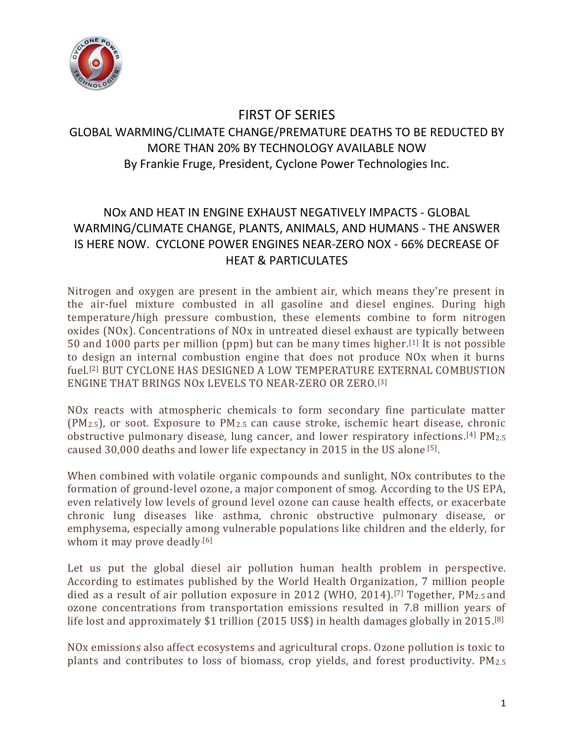# FIRST OF SERIES

## GLOBAL WARMING/CLIMATE CHANGE/PREMATURE DEATHS TO BE REDUCTED BY MORE THAN 20% BY TECHNOLOGY AVAILABLE NOW

By Frankie Fruge, President, Cyclone Power Technologies Inc.

## NOx AND HEAT IN ENGINE EXHAUST NEGATIVELY IMPACTS - GLOBAL WARMING/CLIMATE CHANGE, PLANTS, ANIMALS, AND HUMANS - THE ANSWER IS HERE NOW. CYCLONE POWER ENGINES NEAR-ZERO NOX - 66% DECREASE OF HEAT & PARTICULATES

Nitrogen and oxygen are present in the ambient air, which means they're present in the air-fuel mixture combusted in all gasoline and diesel engines. During high temperature/high pressure combustion, these elements combine to form nitrogen oxides (NOx). Concentrations of NOx in untreated diesel exhaust are typically between 50 and 1000 parts per million (ppm) but can be many times higher.[1] It is not possible to design an internal combustion engine that does not produce NOx when it burns fuel.[2] BUT CYCLONE HAS DESIGNED A LOW TEMPERATURE EXTERNAL COMBUSTION ENGINE THAT BRINGS NOx LEVELS TO NEAR-ZERO OR ZERO.[3]

NOx reacts with atmospheric chemicals to form secondary fine particulate matter ($PM_{2.5}$), or soot. Exposure to $PM_{2.5}$ can cause stroke, ischemic heart disease, chronic obstructive pulmonary disease, lung cancer, and lower respiratory infections.[4] $PM_{2.5}$ caused 30,000 deaths and lower life expectancy in 2015 in the US alone [5].

When combined with volatile organic compounds and sunlight, NOx contributes to the formation of ground-level ozone, a major component of smog. According to the US EPA, even relatively low levels of ground level ozone can cause health effects, or exacerbate chronic lung diseases like asthma, chronic obstructive pulmonary disease, or emphysema, especially among vulnerable populations like children and the elderly, for whom it may prove deadly.[6]

Let us put the global diesel air pollution human health problem in perspective. According to estimates published by the World Health Organization, 7 million people died as a result of air pollution exposure in 2012 (WHO, 2014).[7] Together, $PM_{2.5}$ and ozone concentrations from transportation emissions resulted in 7.8 million years of life lost and approximately $1 trillion (2015 US$) in health damages globally in 2015.[8]

NOx emissions also affect ecosystems and agricultural crops. Ozone pollution is toxic to plants and contributes to loss of biomass, crop yields, and forest productivity. $PM_{2.5}$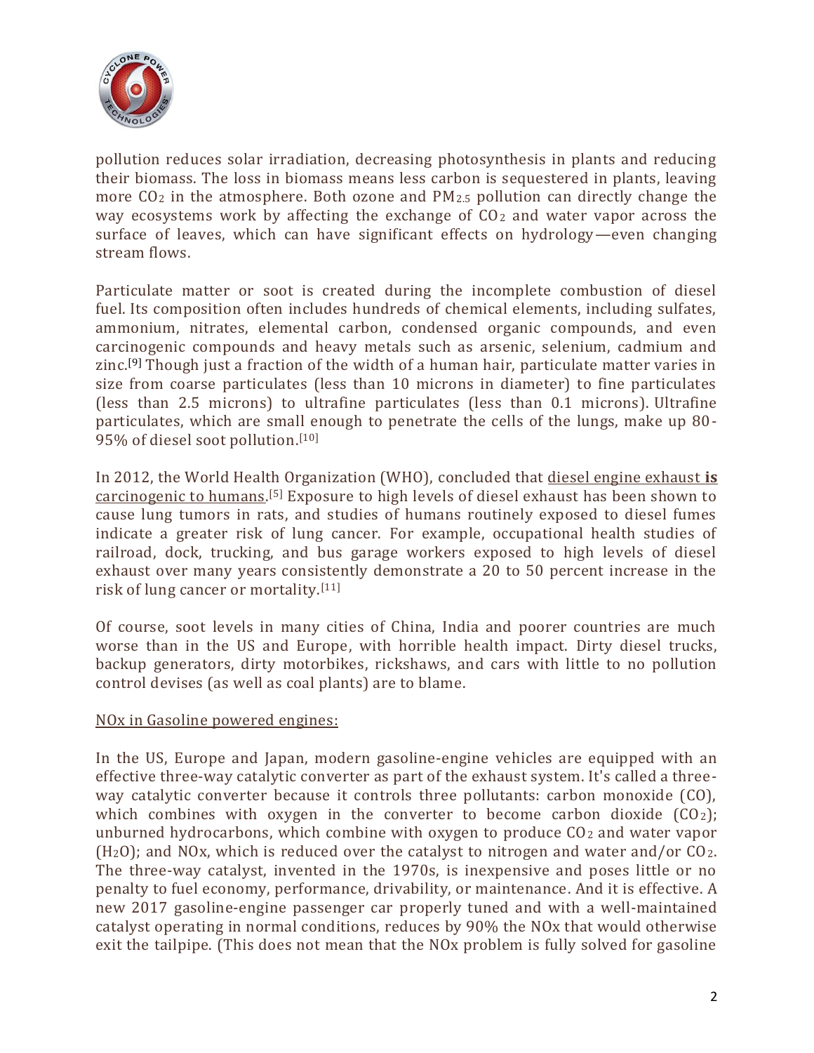pollution reduces solar irradiation, decreasing photosynthesis in plants and reducing their biomass. The loss in biomass means less carbon is sequestered in plants, leaving more $CO_2$ in the atmosphere. Both ozone and $PM_{2.5}$ pollution can directly change the way ecosystems work by affecting the exchange of $CO_2$ and water vapor across the surface of leaves, which can have significant effects on hydrology—even changing stream flows.

Particulate matter or soot is created during the incomplete combustion of diesel fuel. Its composition often includes hundreds of chemical elements, including sulfates, ammonium, nitrates, elemental carbon, condensed organic compounds, and even carcinogenic compounds and heavy metals such as arsenic, selenium, cadmium and zinc.[9] Though just a fraction of the width of a human hair, particulate matter varies in size from coarse particulates (less than 10 microns in diameter) to fine particulates (less than 2.5 microns) to ultrafine particulates (less than 0.1 microns). Ultrafine particulates, which are small enough to penetrate the cells of the lungs, make up 80-95% of diesel soot pollution.[10]

In 2012, the World Health Organization (WHO), concluded that diesel engine exhaust **is** carcinogenic to humans.[5] Exposure to high levels of diesel exhaust has been shown to cause lung tumors in rats, and studies of humans routinely exposed to diesel fumes indicate a greater risk of lung cancer. For example, occupational health studies of railroad, dock, trucking, and bus garage workers exposed to high levels of diesel exhaust over many years consistently demonstrate a 20 to 50 percent increase in the risk of lung cancer or mortality.[11]

Of course, soot levels in many cities of China, India and poorer countries are much worse than in the US and Europe, with horrible health impact. Dirty diesel trucks, backup generators, dirty motorbikes, rickshaws, and cars with little to no pollution control devises (as well as coal plants) are to blame.

NOx in Gasoline powered engines:

In the US, Europe and Japan, modern gasoline-engine vehicles are equipped with an effective three-way catalytic converter as part of the exhaust system. It's called a three-way catalytic converter because it controls three pollutants: carbon monoxide (CO), which combines with oxygen in the converter to become carbon dioxide ($CO_2$); unburned hydrocarbons, which combine with oxygen to produce $CO_2$ and water vapor ($H_2O$); and NOx, which is reduced over the catalyst to nitrogen and water and/or $CO_2$. The three-way catalyst, invented in the 1970s, is inexpensive and poses little or no penalty to fuel economy, performance, drivability, or maintenance. And it is effective. A new 2017 gasoline-engine passenger car properly tuned and with a well-maintained catalyst operating in normal conditions, reduces by 90% the NOx that would otherwise exit the tailpipe. (This does not mean that the NOx problem is fully solved for gasoline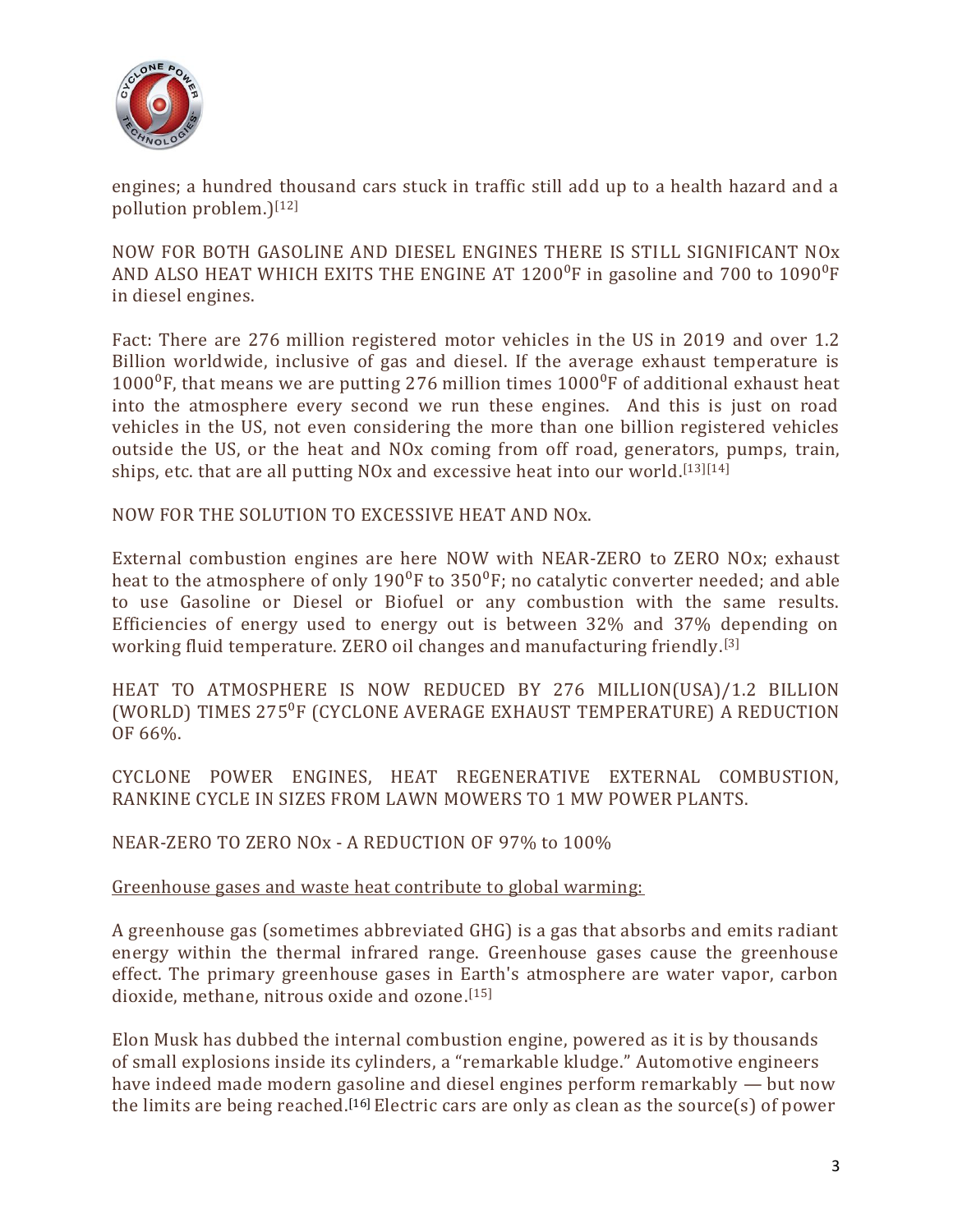engines; a hundred thousand cars stuck in traffic still add up to a health hazard and a pollution problem.)[12]

NOW FOR BOTH GASOLINE AND DIESEL ENGINES THERE IS STILL SIGNIFICANT NOx AND ALSO HEAT WHICH EXITS THE ENGINE AT 1200$^0$F in gasoline and 700 to 1090$^0$F in diesel engines.

Fact: There are 276 million registered motor vehicles in the US in 2019 and over 1.2 Billion worldwide, inclusive of gas and diesel. If the average exhaust temperature is 1000$^0$F, that means we are putting 276 million times 1000$^0$F of additional exhaust heat into the atmosphere every second we run these engines. And this is just on road vehicles in the US, not even considering the more than one billion registered vehicles outside the US, or the heat and NOx coming from off road, generators, pumps, train, ships, etc. that are all putting NOx and excessive heat into our world.[13][14]

NOW FOR THE SOLUTION TO EXCESSIVE HEAT AND NOx.

External combustion engines are here NOW with NEAR-ZERO to ZERO NOx; exhaust heat to the atmosphere of only 190$^0$F to 350$^0$F; no catalytic converter needed; and able to use Gasoline or Diesel or Biofuel or any combustion with the same results. Efficiencies of energy used to energy out is between 32% and 37% depending on working fluid temperature. ZERO oil changes and manufacturing friendly.[3]

HEAT TO ATMOSPHERE IS NOW REDUCED BY 276 MILLION(USA)/1.2 BILLION (WORLD) TIMES 275$^0$F (CYCLONE AVERAGE EXHAUST TEMPERATURE) A REDUCTION OF 66%.

CYCLONE POWER ENGINES, HEAT REGENERATIVE EXTERNAL COMBUSTION, RANKINE CYCLE IN SIZES FROM LAWN MOWERS TO 1 MW POWER PLANTS.

NEAR-ZERO TO ZERO NOx - A REDUCTION OF 97% to 100%

<u>Greenhouse gases and waste heat contribute to global warming:</u>

A greenhouse gas (sometimes abbreviated GHG) is a gas that absorbs and emits radiant energy within the thermal infrared range. Greenhouse gases cause the greenhouse effect. The primary greenhouse gases in Earth's atmosphere are water vapor, carbon dioxide, methane, nitrous oxide and ozone.[15]

Elon Musk has dubbed the internal combustion engine, powered as it is by thousands of small explosions inside its cylinders, a "remarkable kludge." Automotive engineers have indeed made modern gasoline and diesel engines perform remarkably — but now the limits are being reached.[16] Electric cars are only as clean as the source(s) of power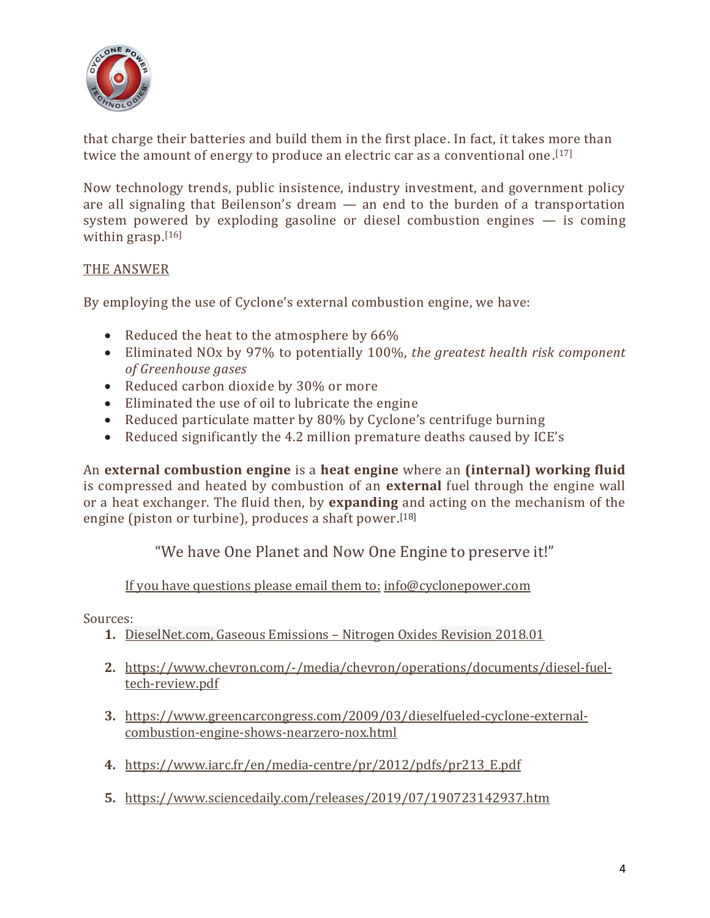that charge their batteries and build them in the first place. In fact, it takes more than twice the amount of energy to produce an electric car as a conventional one.[17]

Now technology trends, public insistence, industry investment, and government policy are all signaling that Beilenson's dream — an end to the burden of a transportation system powered by exploding gasoline or diesel combustion engines — is coming within grasp.[16]

THE ANSWER

By employing the use of Cyclone's external combustion engine, we have:

- Reduced the heat to the atmosphere by 66%
- Eliminated NOx by 97% to potentially 100%, *the greatest health risk component of Greenhouse gases*
- Reduced carbon dioxide by 30% or more
- Eliminated the use of oil to lubricate the engine
- Reduced particulate matter by 80% by Cyclone's centrifuge burning
- Reduced significantly the 4.2 million premature deaths caused by ICE's

An **external combustion engine** is a **heat engine** where an **(internal) working fluid** is compressed and heated by combustion of an **external** fuel through the engine wall or a heat exchanger. The fluid then, by **expanding** and acting on the mechanism of the engine (piston or turbine), produces a shaft power.[18]

"We have One Planet and Now One Engine to preserve it!"

If you have questions please email them to: info@cyclonepower.com

Sources:

1. DieselNet.com, Gaseous Emissions – Nitrogen Oxides Revision 2018.01
2. https://www.chevron.com/-/media/chevron/operations/documents/diesel-fuel-tech-review.pdf
3. https://www.greencarcongress.com/2009/03/dieselfueled-cyclone-external-combustion-engine-shows-nearzero-nox.html
4. https://www.iarc.fr/en/media-centre/pr/2012/pdfs/pr213_E.pdf
5. https://www.sciencedaily.com/releases/2019/07/190723142937.htm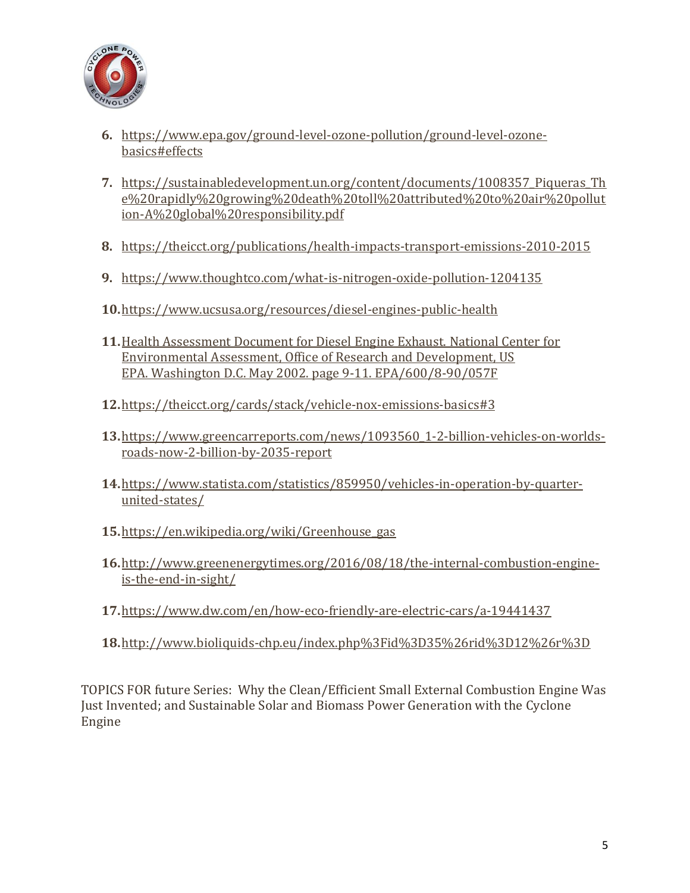6. https://www.epa.gov/ground-level-ozone-pollution/ground-level-ozone-basics#effects

7. https://sustainabledevelopment.un.org/content/documents/1008357_Piqueras_The%20rapidly%20growing%20death%20toll%20attributed%20to%20air%20pollution-A%20global%20responsibility.pdf

8. https://theicct.org/publications/health-impacts-transport-emissions-2010-2015

9. https://www.thoughtco.com/what-is-nitrogen-oxide-pollution-1204135

10. https://www.ucsusa.org/resources/diesel-engines-public-health

11. Health Assessment Document for Diesel Engine Exhaust. National Center for Environmental Assessment, Office of Research and Development, US EPA. Washington D.C. May 2002. page 9-11. EPA/600/8-90/057F

12. https://theicct.org/cards/stack/vehicle-nox-emissions-basics#3

13. https://www.greencarreports.com/news/1093560_1-2-billion-vehicles-on-worlds-roads-now-2-billion-by-2035-report

14. https://www.statista.com/statistics/859950/vehicles-in-operation-by-quarter-united-states/

15. https://en.wikipedia.org/wiki/Greenhouse_gas

16. http://www.greenenergytimes.org/2016/08/18/the-internal-combustion-engine-is-the-end-in-sight/

17. https://www.dw.com/en/how-eco-friendly-are-electric-cars/a-19441437

18. http://www.bioliquids-chp.eu/index.php%3Fid%3D35%26rid%3D12%26r%3D

TOPICS FOR future Series: Why the Clean/Efficient Small External Combustion Engine Was Just Invented; and Sustainable Solar and Biomass Power Generation with the Cyclone Engine